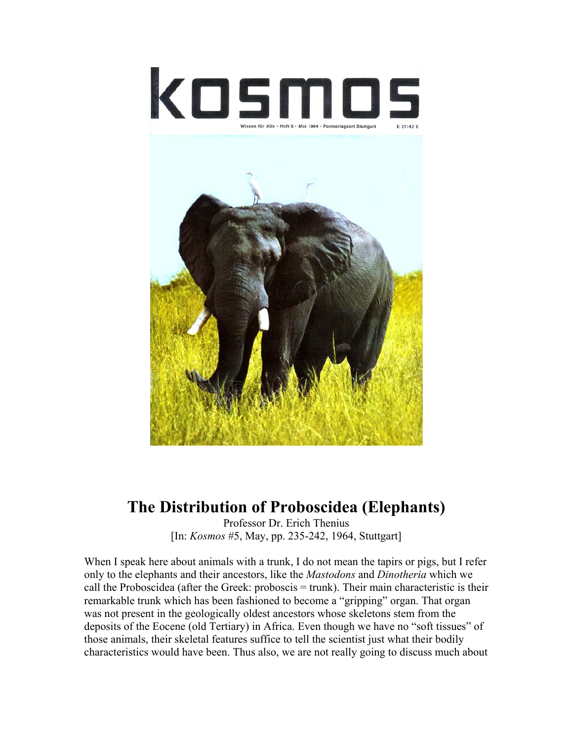# The Distribution of Proboscidea (Elephants)

Professor Dr. Erich Thenius
[In: *Kosmos* #5, May, pp. 235-242, 1964, Stuttgart]

When I speak here about animals with a trunk, I do not mean the tapirs or pigs, but I refer only to the elephants and their ancestors, like the *Mastodons* and *Dinotheria* which we call the Proboscidea (after the Greek: proboscis = trunk). Their main characteristic is their remarkable trunk which has been fashioned to become a "gripping" organ. That organ was not present in the geologically oldest ancestors whose skeletons stem from the deposits of the Eocene (old Tertiary) in Africa. Even though we have no "soft tissues" of those animals, their skeletal features suffice to tell the scientist just what their bodily characteristics would have been. Thus also, we are not really going to discuss much about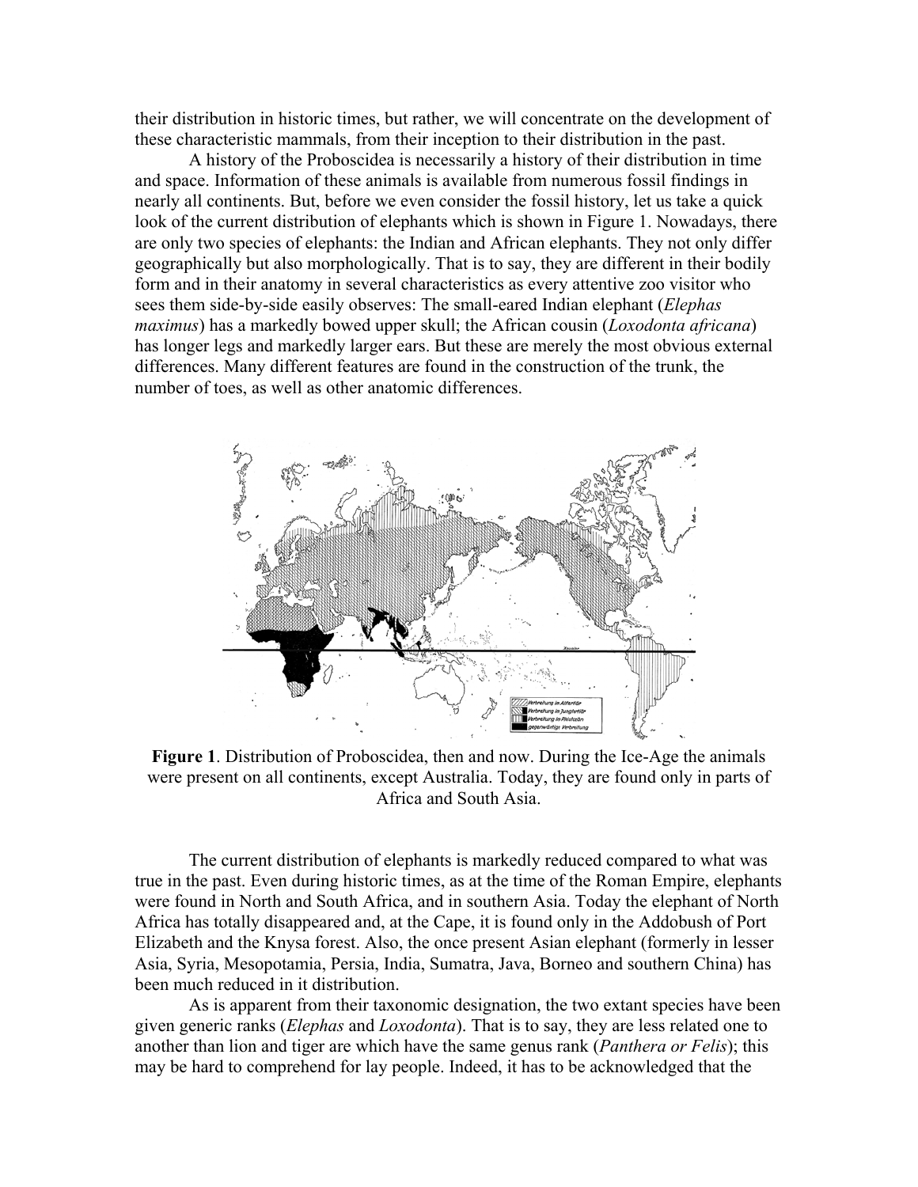their distribution in historic times, but rather, we will concentrate on the development of these characteristic mammals, from their inception to their distribution in the past.

A history of the Proboscidea is necessarily a history of their distribution in time and space. Information of these animals is available from numerous fossil findings in nearly all continents. But, before we even consider the fossil history, let us take a quick look of the current distribution of elephants which is shown in Figure 1. Nowadays, there are only two species of elephants: the Indian and African elephants. They not only differ geographically but also morphologically. That is to say, they are different in their bodily form and in their anatomy in several characteristics as every attentive zoo visitor who sees them side-by-side easily observes: The small-eared Indian elephant (*Elephas maximus*) has a markedly bowed upper skull; the African cousin (*Loxodonta africana*) has longer legs and markedly larger ears. But these are merely the most obvious external differences. Many different features are found in the construction of the trunk, the number of toes, as well as other anatomic differences.

**Figure 1**. Distribution of Proboscidea, then and now. During the Ice-Age the animals were present on all continents, except Australia. Today, they are found only in parts of Africa and South Asia.

The current distribution of elephants is markedly reduced compared to what was true in the past. Even during historic times, as at the time of the Roman Empire, elephants were found in North and South Africa, and in southern Asia. Today the elephant of North Africa has totally disappeared and, at the Cape, it is found only in the Addobush of Port Elizabeth and the Knysa forest. Also, the once present Asian elephant (formerly in lesser Asia, Syria, Mesopotamia, Persia, India, Sumatra, Java, Borneo and southern China) has been much reduced in it distribution.

As is apparent from their taxonomic designation, the two extant species have been given generic ranks (*Elephas* and *Loxodonta*). That is to say, they are less related one to another than lion and tiger are which have the same genus rank (*Panthera or Felis*); this may be hard to comprehend for lay people. Indeed, it has to be acknowledged that the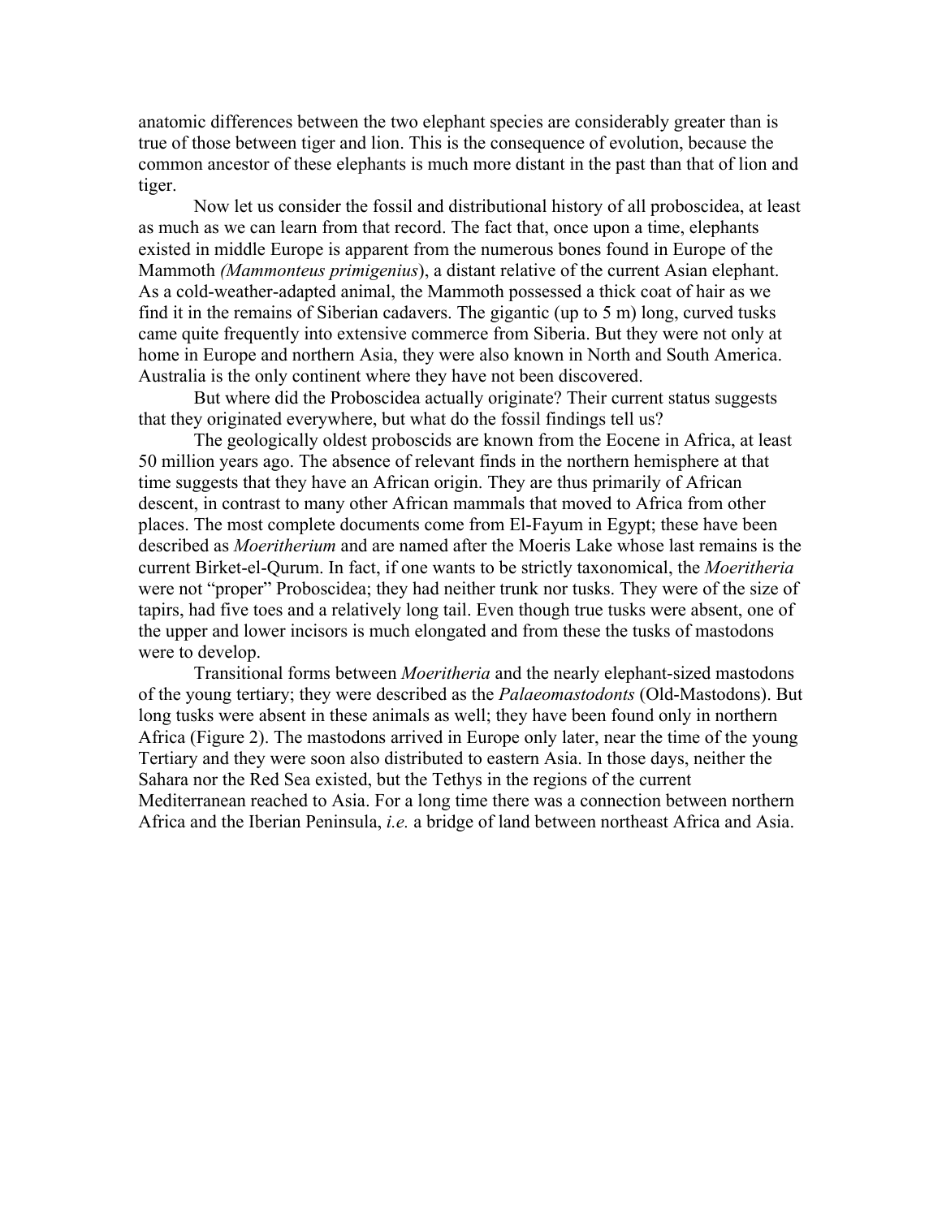anatomic differences between the two elephant species are considerably greater than is true of those between tiger and lion. This is the consequence of evolution, because the common ancestor of these elephants is much more distant in the past than that of lion and tiger.

Now let us consider the fossil and distributional history of all proboscidea, at least as much as we can learn from that record. The fact that, once upon a time, elephants existed in middle Europe is apparent from the numerous bones found in Europe of the Mammoth *(Mammonteus primigenius*), a distant relative of the current Asian elephant. As a cold-weather-adapted animal, the Mammoth possessed a thick coat of hair as we find it in the remains of Siberian cadavers. The gigantic (up to 5 m) long, curved tusks came quite frequently into extensive commerce from Siberia. But they were not only at home in Europe and northern Asia, they were also known in North and South America. Australia is the only continent where they have not been discovered.

But where did the Proboscidea actually originate? Their current status suggests that they originated everywhere, but what do the fossil findings tell us?

The geologically oldest proboscids are known from the Eocene in Africa, at least 50 million years ago. The absence of relevant finds in the northern hemisphere at that time suggests that they have an African origin. They are thus primarily of African descent, in contrast to many other African mammals that moved to Africa from other places. The most complete documents come from El-Fayum in Egypt; these have been described as *Moeritherium* and are named after the Moeris Lake whose last remains is the current Birket-el-Qurum. In fact, if one wants to be strictly taxonomical, the *Moeritheria* were not "proper" Proboscidea; they had neither trunk nor tusks. They were of the size of tapirs, had five toes and a relatively long tail. Even though true tusks were absent, one of the upper and lower incisors is much elongated and from these the tusks of mastodons were to develop.

Transitional forms between *Moeritheria* and the nearly elephant-sized mastodons of the young tertiary; they were described as the *Palaeomastodonts* (Old-Mastodons). But long tusks were absent in these animals as well; they have been found only in northern Africa (Figure 2). The mastodons arrived in Europe only later, near the time of the young Tertiary and they were soon also distributed to eastern Asia. In those days, neither the Sahara nor the Red Sea existed, but the Tethys in the regions of the current Mediterranean reached to Asia. For a long time there was a connection between northern Africa and the Iberian Peninsula, *i.e.* a bridge of land between northeast Africa and Asia.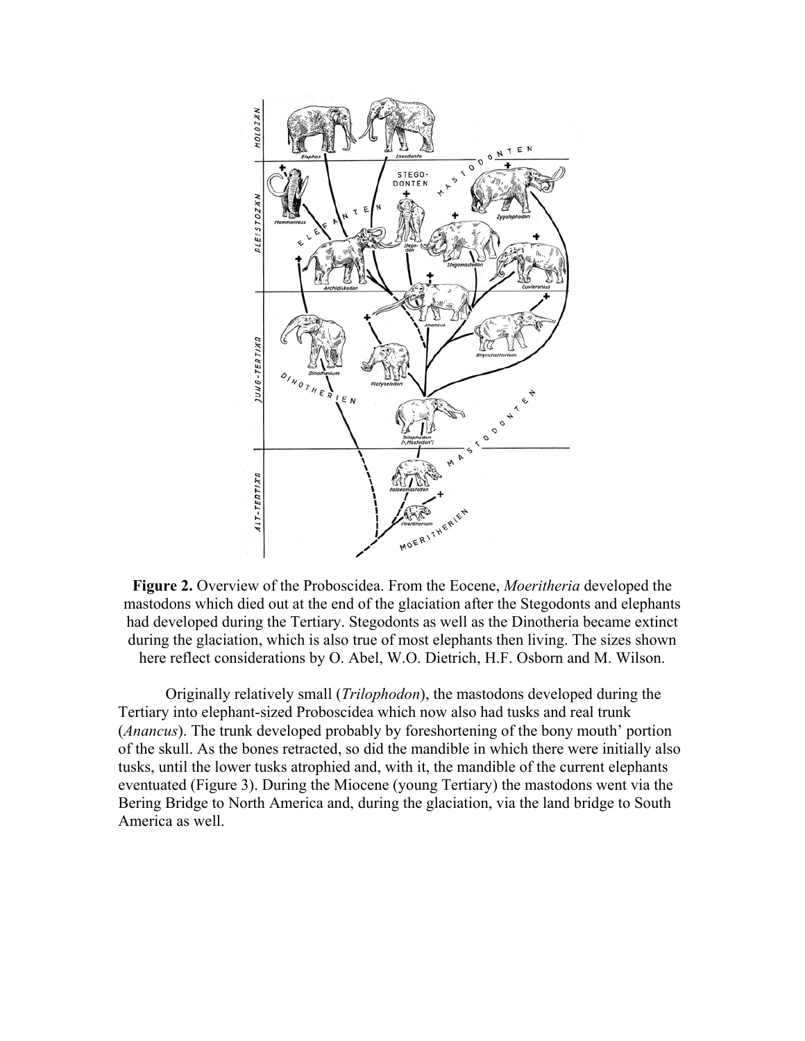**Figure 2.** Overview of the Proboscidea. From the Eocene, *Moeritheria* developed the mastodons which died out at the end of the glaciation after the Stegodonts and elephants had developed during the Tertiary. Stegodonts as well as the Dinotheria became extinct during the glaciation, which is also true of most elephants then living. The sizes shown here reflect considerations by O. Abel, W.O. Dietrich, H.F. Osborn and M. Wilson.

Originally relatively small (*Trilophodon*), the mastodons developed during the Tertiary into elephant-sized Proboscidea which now also had tusks and real trunk (*Anancus*). The trunk developed probably by foreshortening of the bony mouth' portion of the skull. As the bones retracted, so did the mandible in which there were initially also tusks, until the lower tusks atrophied and, with it, the mandible of the current elephants eventuated (Figure 3). During the Miocene (young Tertiary) the mastodons went via the Bering Bridge to North America and, during the glaciation, via the land bridge to South America as well.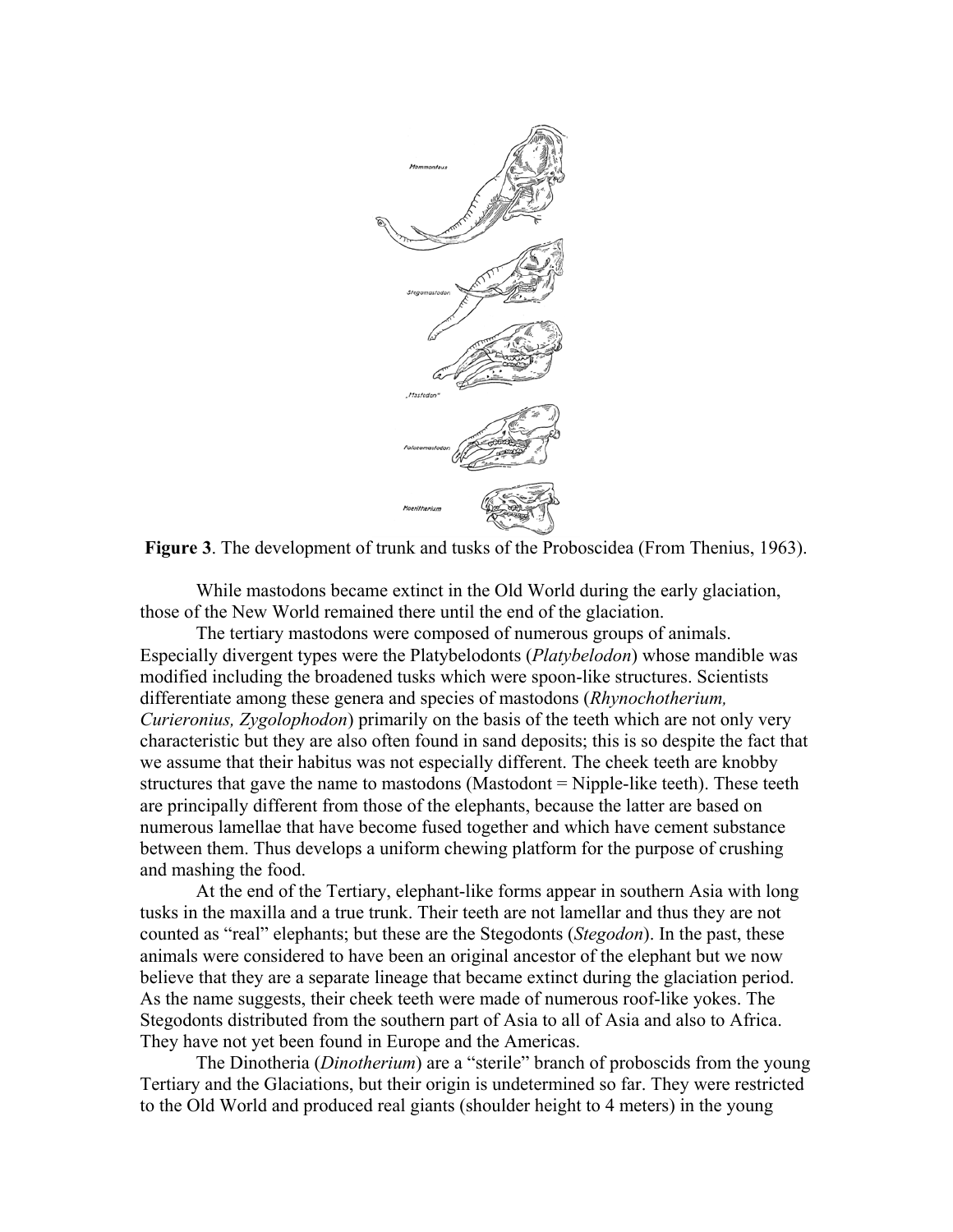**Figure 3**. The development of trunk and tusks of the Proboscidea (From Thenius, 1963).

While mastodons became extinct in the Old World during the early glaciation, those of the New World remained there until the end of the glaciation.

The tertiary mastodons were composed of numerous groups of animals. Especially divergent types were the Platybelodonts (*Platybelodon*) whose mandible was modified including the broadened tusks which were spoon-like structures. Scientists differentiate among these genera and species of mastodons (*Rhynochotherium, Curieronius, Zygolophodon*) primarily on the basis of the teeth which are not only very characteristic but they are also often found in sand deposits; this is so despite the fact that we assume that their habitus was not especially different. The cheek teeth are knobby structures that gave the name to mastodons (Mastodont = Nipple-like teeth). These teeth are principally different from those of the elephants, because the latter are based on numerous lamellae that have become fused together and which have cement substance between them. Thus develops a uniform chewing platform for the purpose of crushing and mashing the food.

At the end of the Tertiary, elephant-like forms appear in southern Asia with long tusks in the maxilla and a true trunk. Their teeth are not lamellar and thus they are not counted as "real" elephants; but these are the Stegodonts (*Stegodon*). In the past, these animals were considered to have been an original ancestor of the elephant but we now believe that they are a separate lineage that became extinct during the glaciation period. As the name suggests, their cheek teeth were made of numerous roof-like yokes. The Stegodonts distributed from the southern part of Asia to all of Asia and also to Africa. They have not yet been found in Europe and the Americas.

The Dinotheria (*Dinotherium*) are a "sterile" branch of proboscids from the young Tertiary and the Glaciations, but their origin is undetermined so far. They were restricted to the Old World and produced real giants (shoulder height to 4 meters) in the young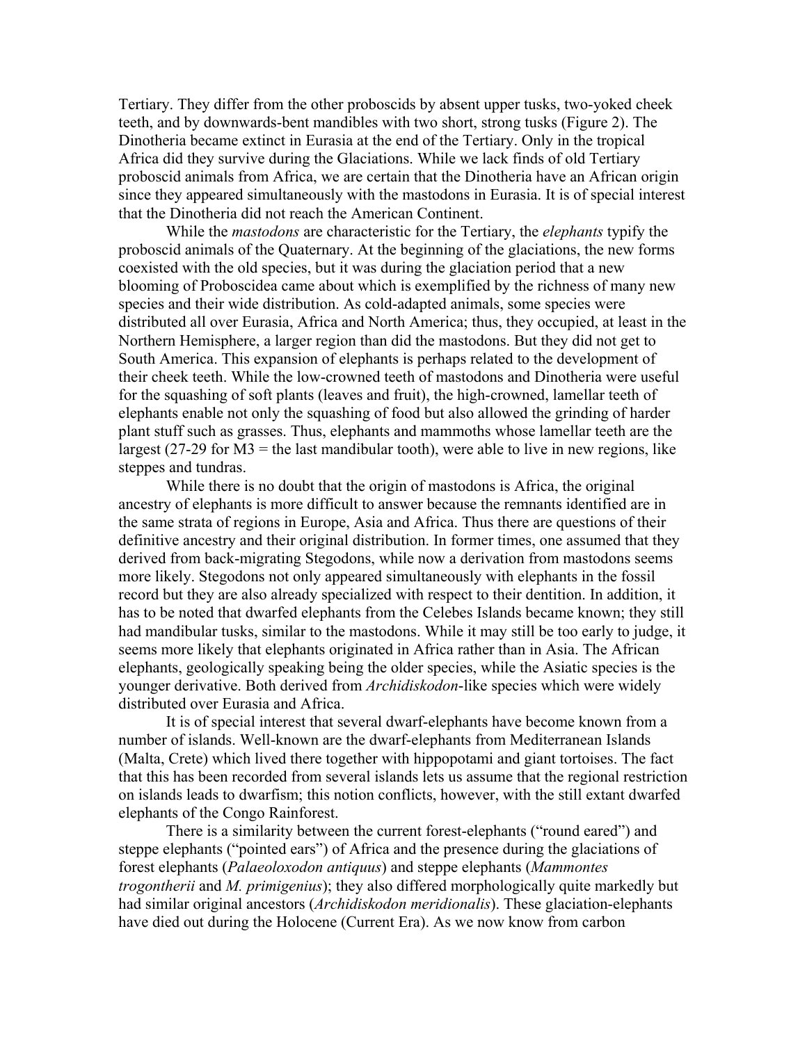Tertiary. They differ from the other proboscids by absent upper tusks, two-yoked cheek teeth, and by downwards-bent mandibles with two short, strong tusks (Figure 2). The Dinotheria became extinct in Eurasia at the end of the Tertiary. Only in the tropical Africa did they survive during the Glaciations. While we lack finds of old Tertiary proboscid animals from Africa, we are certain that the Dinotheria have an African origin since they appeared simultaneously with the mastodons in Eurasia. It is of special interest that the Dinotheria did not reach the American Continent.

While the *mastodons* are characteristic for the Tertiary, the *elephants* typify the proboscid animals of the Quaternary. At the beginning of the glaciations, the new forms coexisted with the old species, but it was during the glaciation period that a new blooming of Proboscidea came about which is exemplified by the richness of many new species and their wide distribution. As cold-adapted animals, some species were distributed all over Eurasia, Africa and North America; thus, they occupied, at least in the Northern Hemisphere, a larger region than did the mastodons. But they did not get to South America. This expansion of elephants is perhaps related to the development of their cheek teeth. While the low-crowned teeth of mastodons and Dinotheria were useful for the squashing of soft plants (leaves and fruit), the high-crowned, lamellar teeth of elephants enable not only the squashing of food but also allowed the grinding of harder plant stuff such as grasses. Thus, elephants and mammoths whose lamellar teeth are the largest (27-29 for M3 = the last mandibular tooth), were able to live in new regions, like steppes and tundras.

While there is no doubt that the origin of mastodons is Africa, the original ancestry of elephants is more difficult to answer because the remnants identified are in the same strata of regions in Europe, Asia and Africa. Thus there are questions of their definitive ancestry and their original distribution. In former times, one assumed that they derived from back-migrating Stegodons, while now a derivation from mastodons seems more likely. Stegodons not only appeared simultaneously with elephants in the fossil record but they are also already specialized with respect to their dentition. In addition, it has to be noted that dwarfed elephants from the Celebes Islands became known; they still had mandibular tusks, similar to the mastodons. While it may still be too early to judge, it seems more likely that elephants originated in Africa rather than in Asia. The African elephants, geologically speaking being the older species, while the Asiatic species is the younger derivative. Both derived from *Archidiskodon*-like species which were widely distributed over Eurasia and Africa.

It is of special interest that several dwarf-elephants have become known from a number of islands. Well-known are the dwarf-elephants from Mediterranean Islands (Malta, Crete) which lived there together with hippopotami and giant tortoises. The fact that this has been recorded from several islands lets us assume that the regional restriction on islands leads to dwarfism; this notion conflicts, however, with the still extant dwarfed elephants of the Congo Rainforest.

There is a similarity between the current forest-elephants ("round eared") and steppe elephants ("pointed ears") of Africa and the presence during the glaciations of forest elephants (*Palaeoloxodon antiquus*) and steppe elephants (*Mammontes trogontherii* and *M. primigenius*); they also differed morphologically quite markedly but had similar original ancestors (*Archidiskodon meridionalis*). These glaciation-elephants have died out during the Holocene (Current Era). As we now know from carbon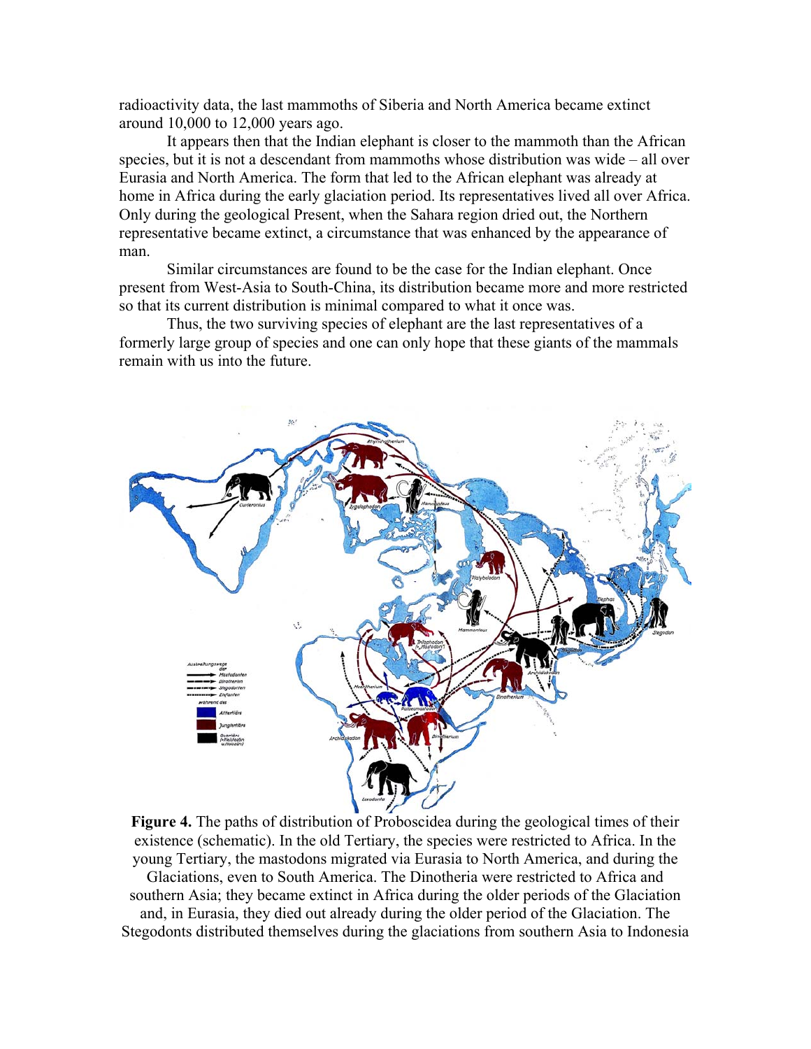radioactivity data, the last mammoths of Siberia and North America became extinct around 10,000 to 12,000 years ago.

It appears then that the Indian elephant is closer to the mammoth than the African species, but it is not a descendant from mammoths whose distribution was wide – all over Eurasia and North America. The form that led to the African elephant was already at home in Africa during the early glaciation period. Its representatives lived all over Africa. Only during the geological Present, when the Sahara region dried out, the Northern representative became extinct, a circumstance that was enhanced by the appearance of man.

Similar circumstances are found to be the case for the Indian elephant. Once present from West-Asia to South-China, its distribution became more and more restricted so that its current distribution is minimal compared to what it once was.

Thus, the two surviving species of elephant are the last representatives of a formerly large group of species and one can only hope that these giants of the mammals remain with us into the future.

**Figure 4.** The paths of distribution of Proboscidea during the geological times of their existence (schematic). In the old Tertiary, the species were restricted to Africa. In the young Tertiary, the mastodons migrated via Eurasia to North America, and during the Glaciations, even to South America. The Dinotheria were restricted to Africa and southern Asia; they became extinct in Africa during the older periods of the Glaciation and, in Eurasia, they died out already during the older period of the Glaciation. The Stegodonts distributed themselves during the glaciations from southern Asia to Indonesia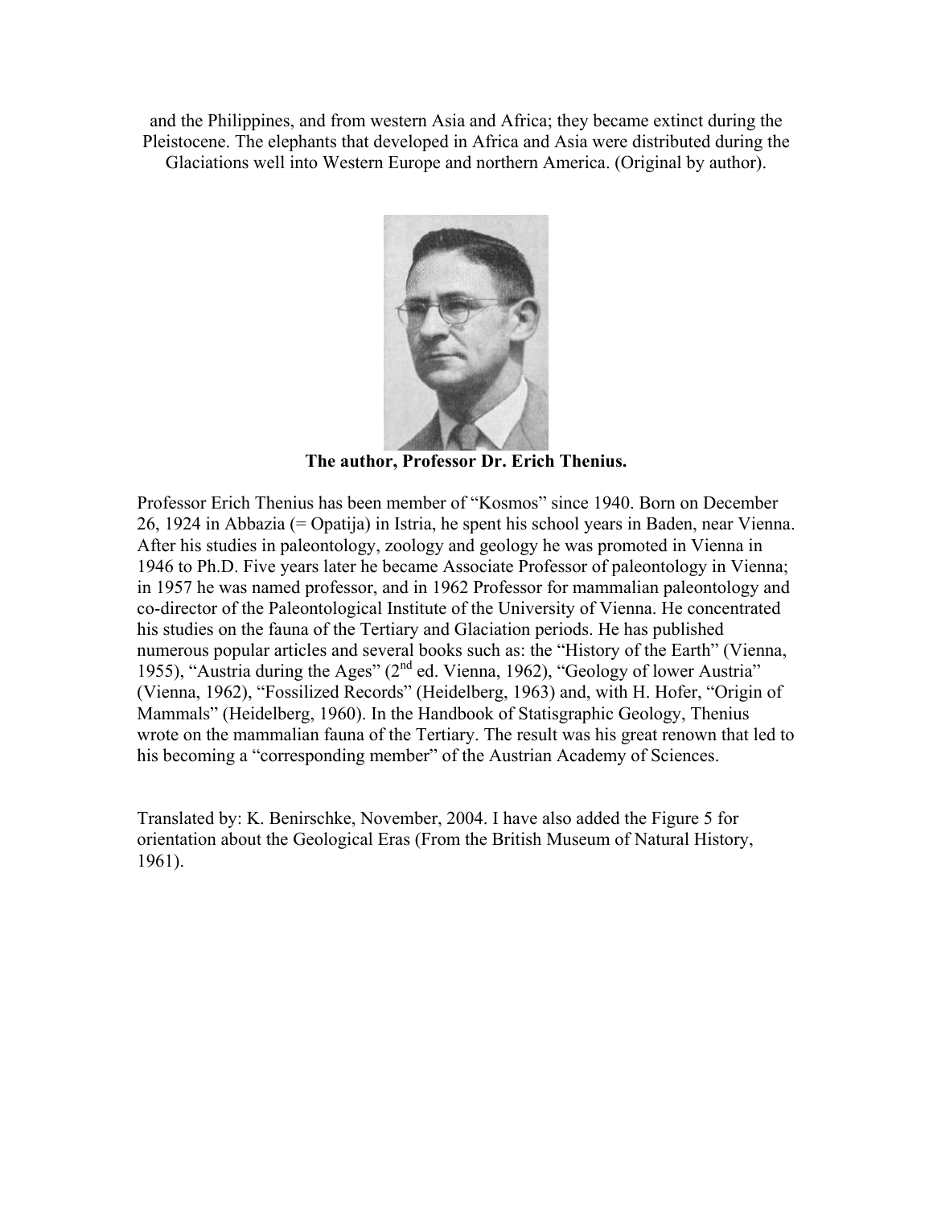and the Philippines, and from western Asia and Africa; they became extinct during the Pleistocene. The elephants that developed in Africa and Asia were distributed during the Glaciations well into Western Europe and northern America. (Original by author).

**The author, Professor Dr. Erich Thenius.**

Professor Erich Thenius has been member of "Kosmos" since 1940. Born on December 26, 1924 in Abbazia (= Opatija) in Istria, he spent his school years in Baden, near Vienna. After his studies in paleontology, zoology and geology he was promoted in Vienna in 1946 to Ph.D. Five years later he became Associate Professor of paleontology in Vienna; in 1957 he was named professor, and in 1962 Professor for mammalian paleontology and co-director of the Paleontological Institute of the University of Vienna. He concentrated his studies on the fauna of the Tertiary and Glaciation periods. He has published numerous popular articles and several books such as: the "History of the Earth" (Vienna, 1955), "Austria during the Ages" (2nd ed. Vienna, 1962), "Geology of lower Austria" (Vienna, 1962), "Fossilized Records" (Heidelberg, 1963) and, with H. Hofer, "Origin of Mammals" (Heidelberg, 1960). In the Handbook of Statisgraphic Geology, Thenius wrote on the mammalian fauna of the Tertiary. The result was his great renown that led to his becoming a "corresponding member" of the Austrian Academy of Sciences.

Translated by: K. Benirschke, November, 2004. I have also added the Figure 5 for orientation about the Geological Eras (From the British Museum of Natural History, 1961).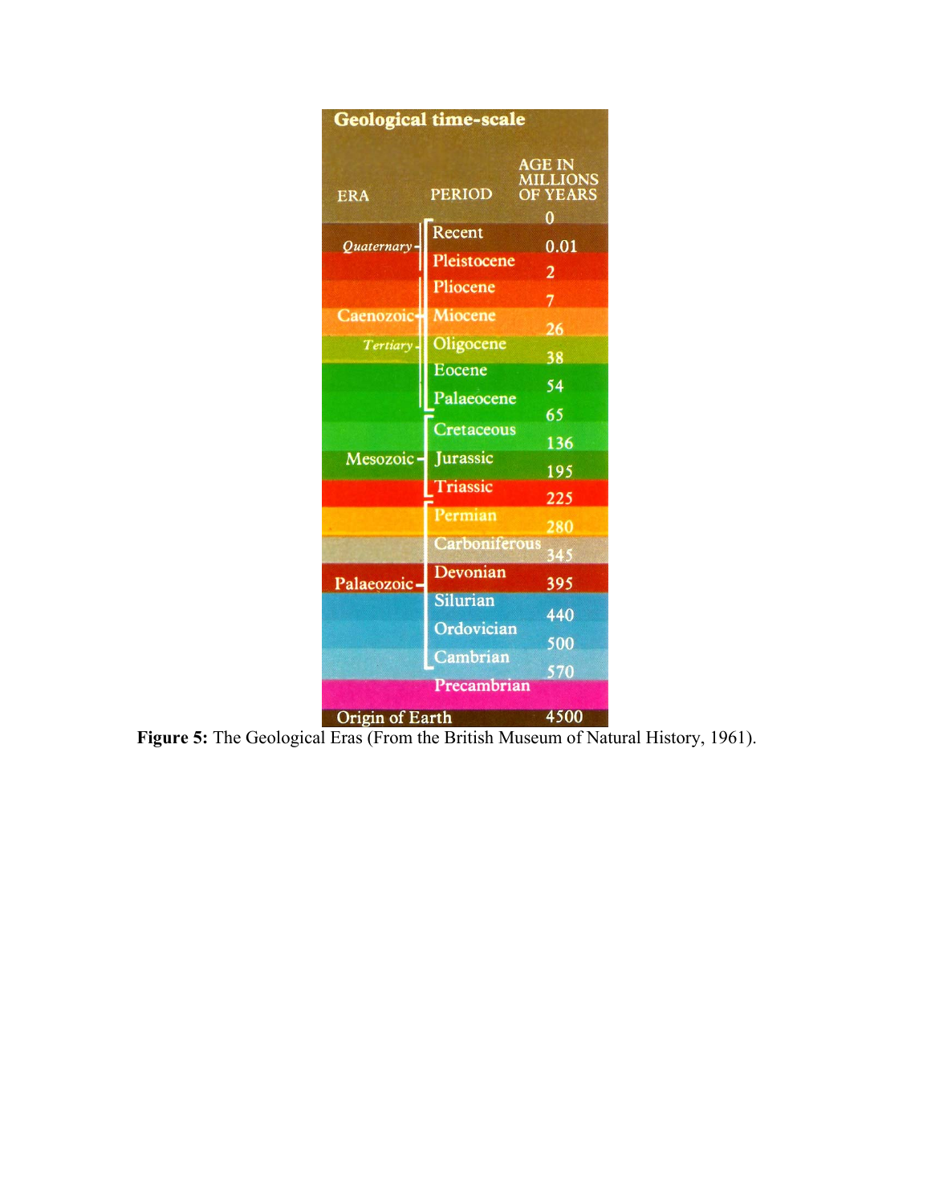Geological time-scale

ERA

PERIOD

AGE IN MILLIONS OF YEARS

0

*Quaternary*

Recent

0.01

Pleistocene

2

Pliocene

7

Caenozoic

Miocene

26

*Tertiary*

Oligocene

38

Eocene

54

Palaeocene

65

Cretaceous

136

Mesozoic

Jurassic

195

Triassic

225

Permian

280

Carboniferous

345

Palaeozoic

Devonian

395

Silurian

440

Ordovician

500

Cambrian

570

Precambrian

Origin of Earth

4500

**Figure 5:** The Geological Eras (From the British Museum of Natural History, 1961).